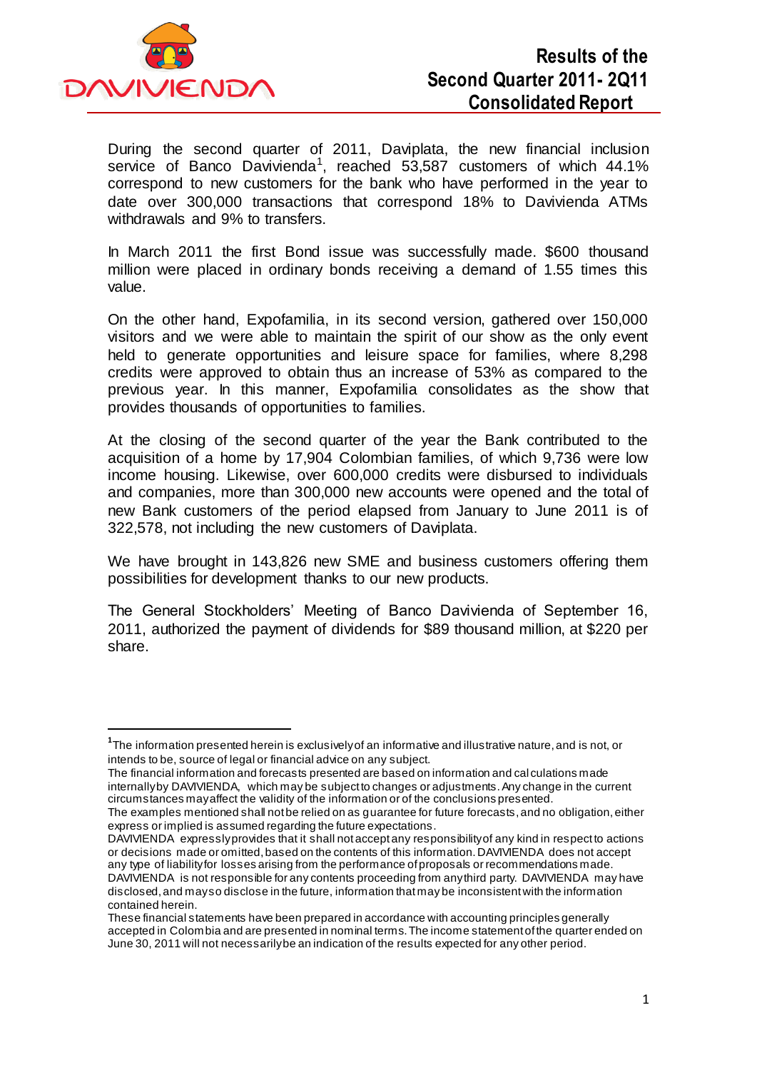# Results of the Second Quarter 2011- 2Q11 Consolidated Report

During the second quarter of 2011, Daviplata, the new financial inclusion service of Banco Davivienda[1], reached 53,587 customers of which 44.1% correspond to new customers for the bank who have performed in the year to date over 300,000 transactions that correspond 18% to Davivienda ATMs withdrawals and 9% to transfers.

In March 2011 the first Bond issue was successfully made. $600 thousand million were placed in ordinary bonds receiving a demand of 1.55 times this value.

On the other hand, Expofamilia, in its second version, gathered over 150,000 visitors and we were able to maintain the spirit of our show as the only event held to generate opportunities and leisure space for families, where 8,298 credits were approved to obtain thus an increase of 53% as compared to the previous year. In this manner, Expofamilia consolidates as the show that provides thousands of opportunities to families.

At the closing of the second quarter of the year the Bank contributed to the acquisition of a home by 17,904 Colombian families, of which 9,736 were low income housing. Likewise, over 600,000 credits were disbursed to individuals and companies, more than 300,000 new accounts were opened and the total of new Bank customers of the period elapsed from January to June 2011 is of 322,578, not including the new customers of Daviplata.

We have brought in 143,826 new SME and business customers offering them possibilities for development thanks to our new products.

The General Stockholders' Meeting of Banco Davivienda of September 16, 2011, authorized the payment of dividends for $89 thousand million, at $220 per share.

---

[1] The information presented herein is exclusively of an informative and illustrative nature, and is not, or intends to be, source of legal or financial advice on any subject.
The financial information and forecasts presented are based on information and calculations made internally by DAVIVIENDA, which may be subject to changes or adjustments. Any change in the current circumstances may affect the validity of the information or of the conclusions presented.
The examples mentioned shall not be relied on as guarantee for future forecasts, and no obligation, either express or implied is assumed regarding the future expectations.
DAVIVIENDA expressly provides that it shall not accept any responsibility of any kind in respect to actions or decisions made or omitted, based on the contents of this information. DAVIVIENDA does not accept any type of liability for losses arising from the performance of proposals or recommendations made. DAVIVIENDA is not responsible for any contents proceeding from any third party. DAVIVIENDA may have disclosed, and may so disclose in the future, information that may be inconsistent with the information contained herein.
These financial statements have been prepared in accordance with accounting principles generally accepted in Colombia and are presented in nominal terms. The income statement of the quarter ended on June 30, 2011 will not necessarily be an indication of the results expected for any other period.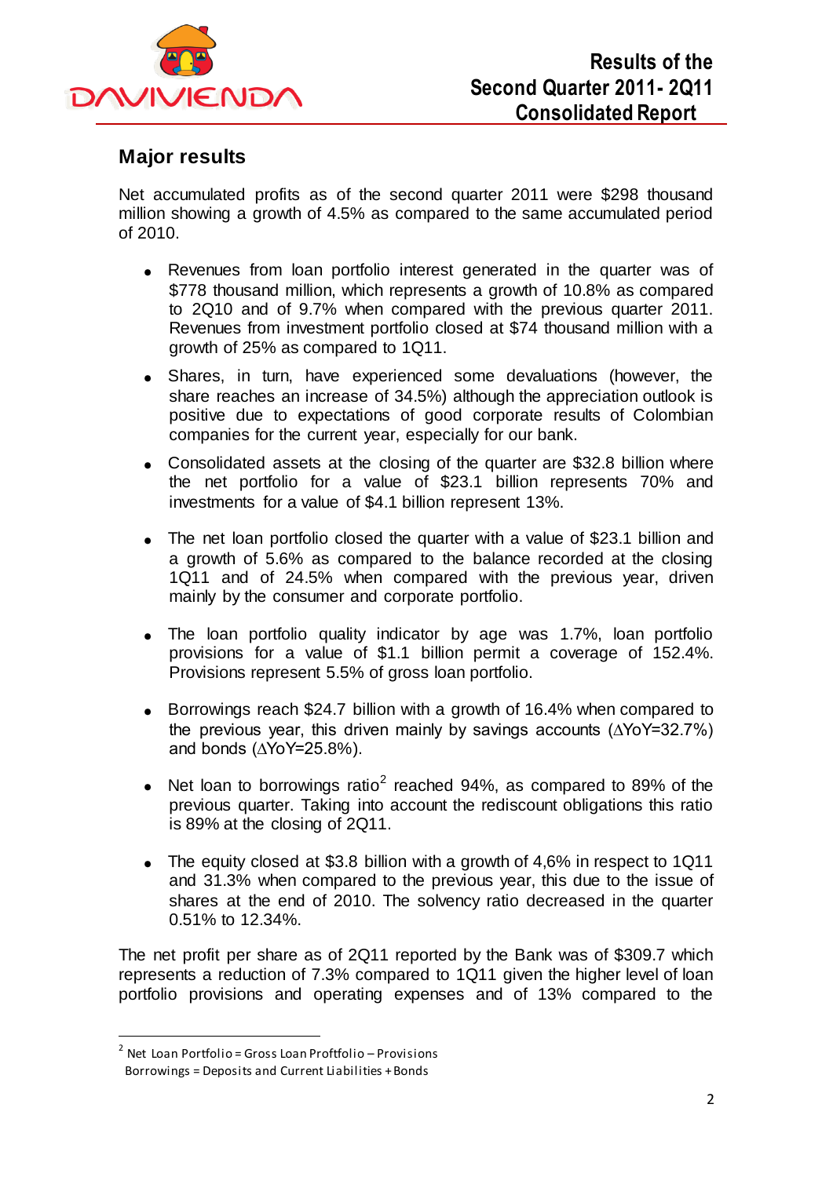## Major results

Net accumulated profits as of the second quarter 2011 were $298 thousand million showing a growth of 4.5% as compared to the same accumulated period of 2010.

- Revenues from loan portfolio interest generated in the quarter was of $778 thousand million, which represents a growth of 10.8% as compared to 2Q10 and of 9.7% when compared with the previous quarter 2011. Revenues from investment portfolio closed at $74 thousand million with a growth of 25% as compared to 1Q11.
- Shares, in turn, have experienced some devaluations (however, the share reaches an increase of 34.5%) although the appreciation outlook is positive due to expectations of good corporate results of Colombian companies for the current year, especially for our bank.
- Consolidated assets at the closing of the quarter are $32.8 billion where the net portfolio for a value of $23.1 billion represents 70% and investments for a value of $4.1 billion represent 13%.
- The net loan portfolio closed the quarter with a value of $23.1 billion and a growth of 5.6% as compared to the balance recorded at the closing 1Q11 and of 24.5% when compared with the previous year, driven mainly by the consumer and corporate portfolio.
- The loan portfolio quality indicator by age was 1.7%, loan portfolio provisions for a value of $1.1 billion permit a coverage of 152.4%. Provisions represent 5.5% of gross loan portfolio.
- Borrowings reach $24.7 billion with a growth of 16.4% when compared to the previous year, this driven mainly by savings accounts ($\Delta$YoY=32.7%) and bonds ($\Delta$YoY=25.8%).
- Net loan to borrowings ratio[2] reached 94%, as compared to 89% of the previous quarter. Taking into account the rediscount obligations this ratio is 89% at the closing of 2Q11.
- The equity closed at $3.8 billion with a growth of 4,6% in respect to 1Q11 and 31.3% when compared to the previous year, this due to the issue of shares at the end of 2010. The solvency ratio decreased in the quarter 0.51% to 12.34%.

The net profit per share as of 2Q11 reported by the Bank was of $309.7 which represents a reduction of 7.3% compared to 1Q11 given the higher level of loan portfolio provisions and operating expenses and of 13% compared to the

---

[2] Net Loan Portfolio = Gross Loan Proftfolio – Provisions
Borrowings = Deposits and Current Liabilities + Bonds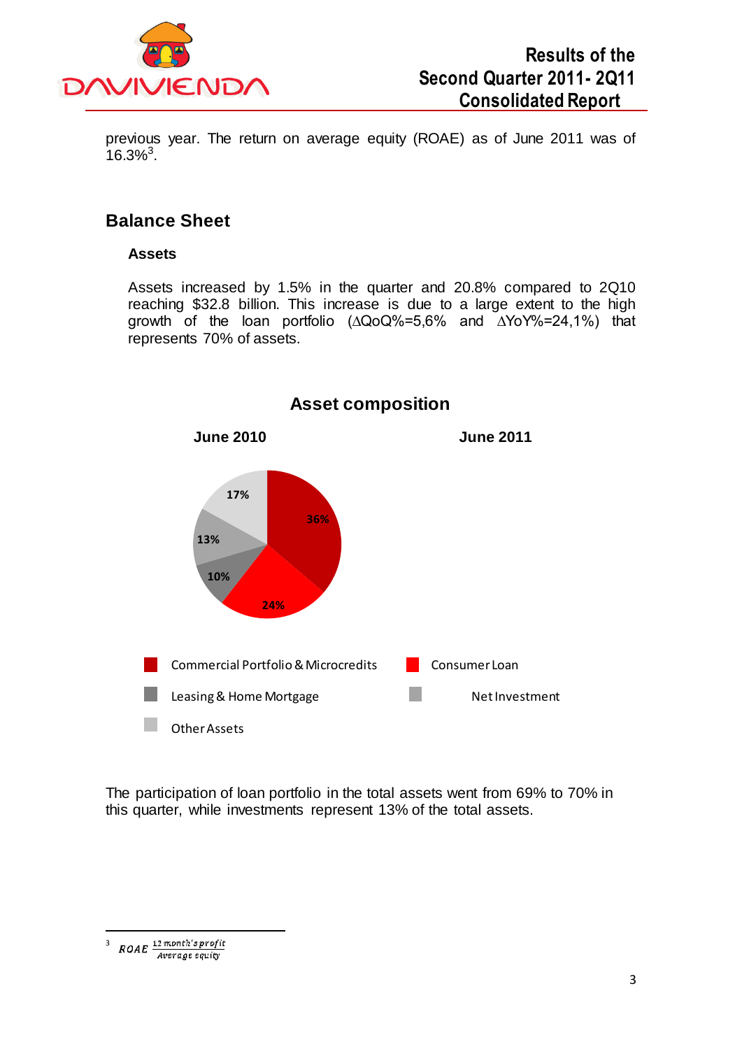previous year. The return on average equity (ROAE) as of June 2011 was of 16.3%[3].

## Balance Sheet

### Assets

Assets increased by 1.5% in the quarter and 20.8% compared to 2Q10 reaching $32.8 billion. This increase is due to a large extent to the high growth of the loan portfolio (∆QoQ%=5,6% and ∆YoY%=24,1%) that represents 70% of assets.

**Asset composition**

**June 2010** **June 2011**

17%
36%
13%
10%
24%

Commercial Portfolio & Microcredits
Consumer Loan
Leasing & Home Mortgage
Net Investment
Other Assets

The participation of loan portfolio in the total assets went from 69% to 70% in this quarter, while investments represent 13% of the total assets.

---

[3] $ROAE \frac{12\ month's\ profit}{Average\ equity}$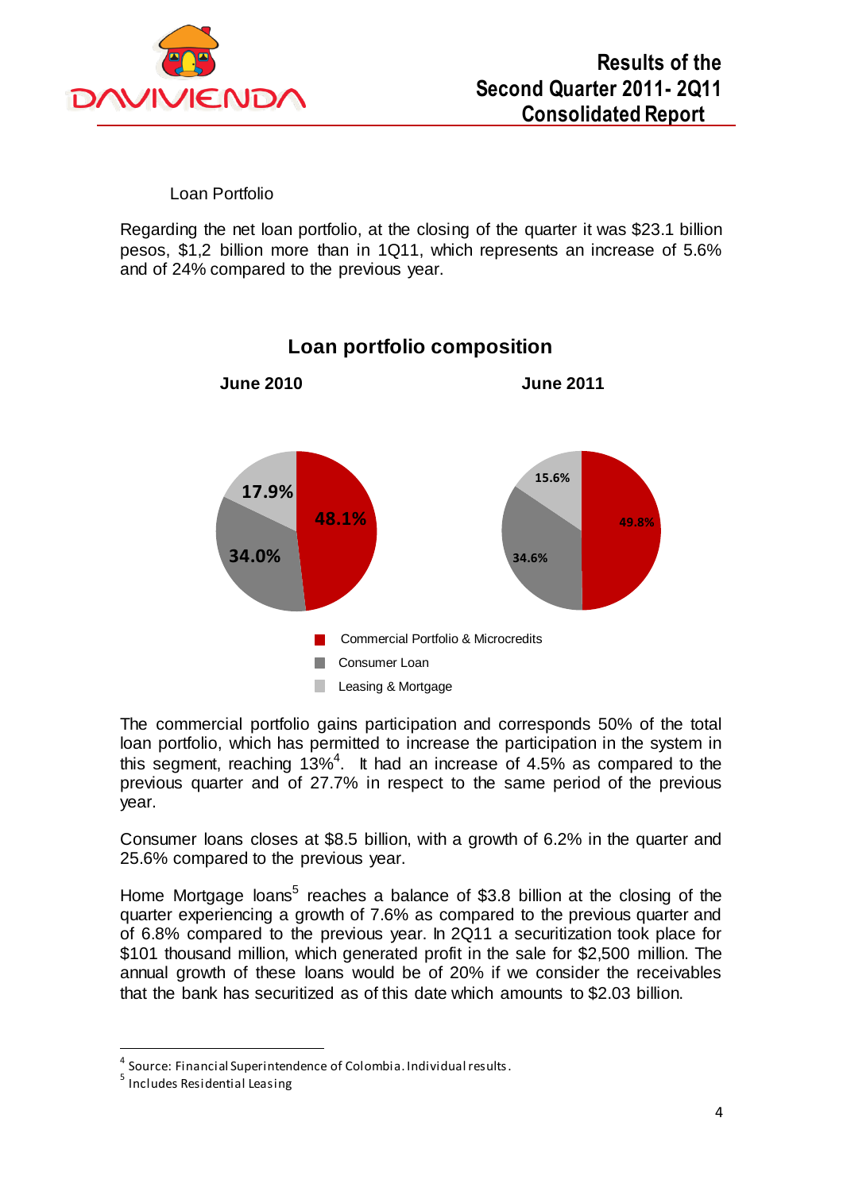## Loan Portfolio

Regarding the net loan portfolio, at the closing of the quarter it was $23.1 billion pesos, $1,2 billion more than in 1Q11, which represents an increase of 5.6% and of 24% compared to the previous year.

**Loan portfolio composition**

| | June 2010 | June 2011 |
|---|---|---|
| Commercial Portfolio & Microcredits | 48.1% | 49.8% |
| Consumer Loan | 34.0% | 34.6% |
| Leasing & Mortgage | 17.9% | 15.6% |

The commercial portfolio gains participation and corresponds 50% of the total loan portfolio, which has permitted to increase the participation in the system in this segment, reaching 13%[4]. It had an increase of 4.5% as compared to the previous quarter and of 27.7% in respect to the same period of the previous year.

Consumer loans closes at $8.5 billion, with a growth of 6.2% in the quarter and 25.6% compared to the previous year.

Home Mortgage loans[5] reaches a balance of $3.8 billion at the closing of the quarter experiencing a growth of 7.6% as compared to the previous quarter and of 6.8% compared to the previous year. In 2Q11 a securitization took place for $101 thousand million, which generated profit in the sale for $2,500 million. The annual growth of these loans would be of 20% if we consider the receivables that the bank has securitized as of this date which amounts to $2.03 billion.

---

[4] Source: Financial Superintendence of Colombia. Individual results.

[5] Includes Residential Leasing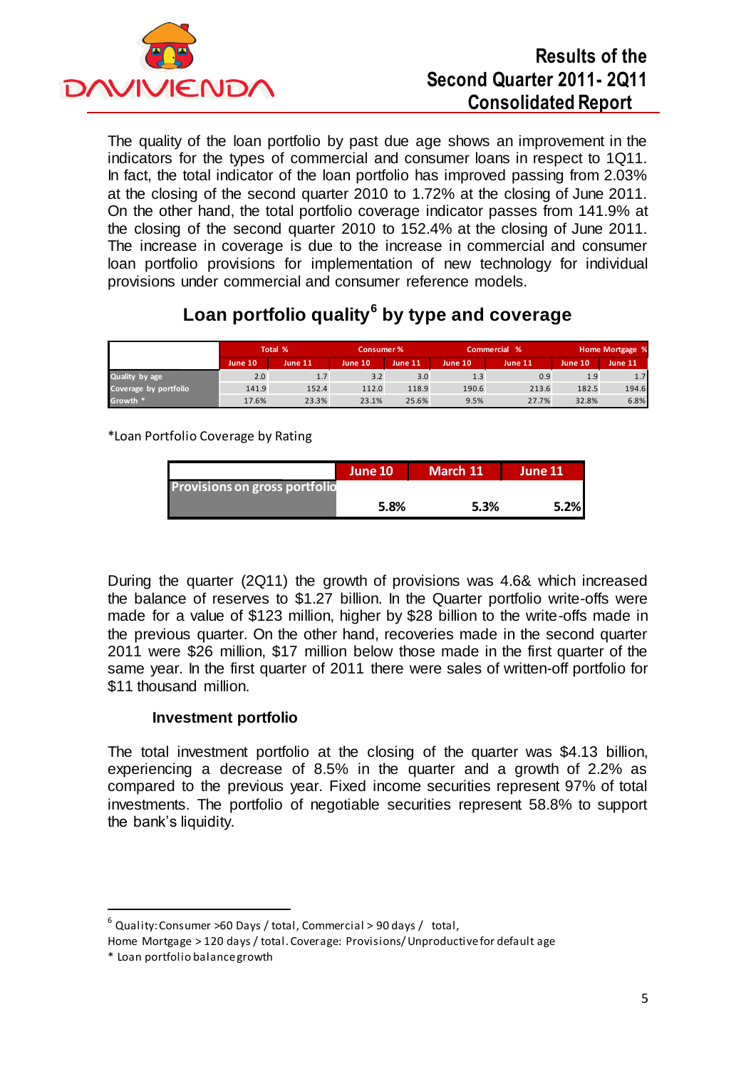The quality of the loan portfolio by past due age shows an improvement in the indicators for the types of commercial and consumer loans in respect to 1Q11. In fact, the total indicator of the loan portfolio has improved passing from 2.03% at the closing of the second quarter 2010 to 1.72% at the closing of June 2011. On the other hand, the total portfolio coverage indicator passes from 141.9% at the closing of the second quarter 2010 to 152.4% at the closing of June 2011. The increase in coverage is due to the increase in commercial and consumer loan portfolio provisions for implementation of new technology for individual provisions under commercial and consumer reference models.

## Loan portfolio quality[6] by type and coverage

| | Total % | | Consumer % | | Commercial % | | Home Mortgage % | |
|---|---|---|---|---|---|---|---|---|
| | June 10 | June 11 | June 10 | June 11 | June 10 | June 11 | June 10 | June 11 |
| Quality by age | 2.0 | 1.7 | 3.2 | 3.0 | 1.3 | 0.9 | 1.9 | 1.7 |
| Coverage by portfolio | 141.9 | 152.4 | 112.0 | 118.9 | 190.6 | 213.6 | 182.5 | 194.6 |
| Growth * | 17.6% | 23.3% | 23.1% | 25.6% | 9.5% | 27.7% | 32.8% | 6.8% |

*Loan Portfolio Coverage by Rating

| | June 10 | March 11 | June 11 |
|---|---|---|---|
| Provisions on gross portfolio | 5.8% | 5.3% | 5.2% |

During the quarter (2Q11) the growth of provisions was 4.6& which increased the balance of reserves to $1.27 billion. In the Quarter portfolio write-offs were made for a value of $123 million, higher by $28 billion to the write-offs made in the previous quarter. On the other hand, recoveries made in the second quarter 2011 were $26 million, $17 million below those made in the first quarter of the same year. In the first quarter of 2011 there were sales of written-off portfolio for $11 thousand million.

### Investment portfolio

The total investment portfolio at the closing of the quarter was $4.13 billion, experiencing a decrease of 8.5% in the quarter and a growth of 2.2% as compared to the previous year. Fixed income securities represent 97% of total investments. The portfolio of negotiable securities represent 58.8% to support the bank's liquidity.

---

[6] Quality: Consumer >60 Days / total, Commercial > 90 days / total, Home Mortgage > 120 days / total. Coverage: Provisions/ Unproductive for default age

* Loan portfolio balance growth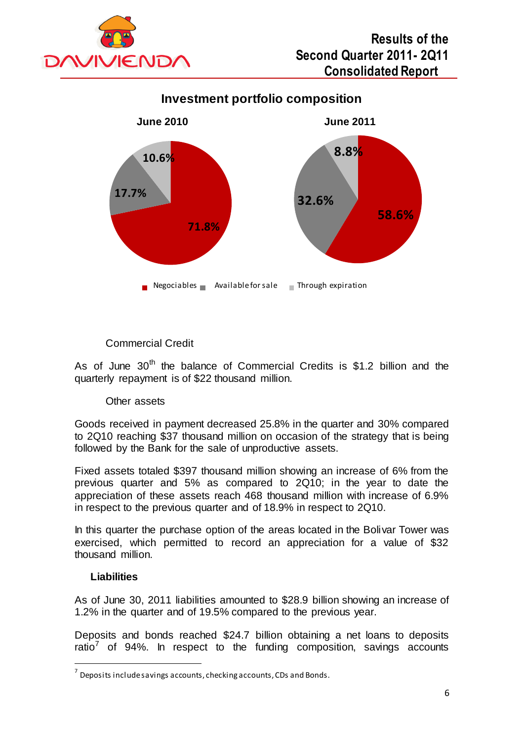## Investment portfolio composition

**June 2010**

- Negociables: 71.8%
- Available for sale: 17.7%
- Through expiration: 10.6%

**June 2011**

- Negociables: 58.6%
- Available for sale: 32.6%
- Through expiration: 8.8%

Commercial Credit

As of June 30th the balance of Commercial Credits is $1.2 billion and the quarterly repayment is of $22 thousand million.

Other assets

Goods received in payment decreased 25.8% in the quarter and 30% compared to 2Q10 reaching $37 thousand million on occasion of the strategy that is being followed by the Bank for the sale of unproductive assets.

Fixed assets totaled $397 thousand million showing an increase of 6% from the previous quarter and 5% as compared to 2Q10; in the year to date the appreciation of these assets reach 468 thousand million with increase of 6.9% in respect to the previous quarter and of 18.9% in respect to 2Q10.

In this quarter the purchase option of the areas located in the Bolivar Tower was exercised, which permitted to record an appreciation for a value of $32 thousand million.

### Liabilities

As of June 30, 2011 liabilities amounted to $28.9 billion showing an increase of 1.2% in the quarter and of 19.5% compared to the previous year.

Deposits and bonds reached $24.7 billion obtaining a net loans to deposits ratio[7] of 94%. In respect to the funding composition, savings accounts

---

[7] Deposits include savings accounts, checking accounts, CDs and Bonds.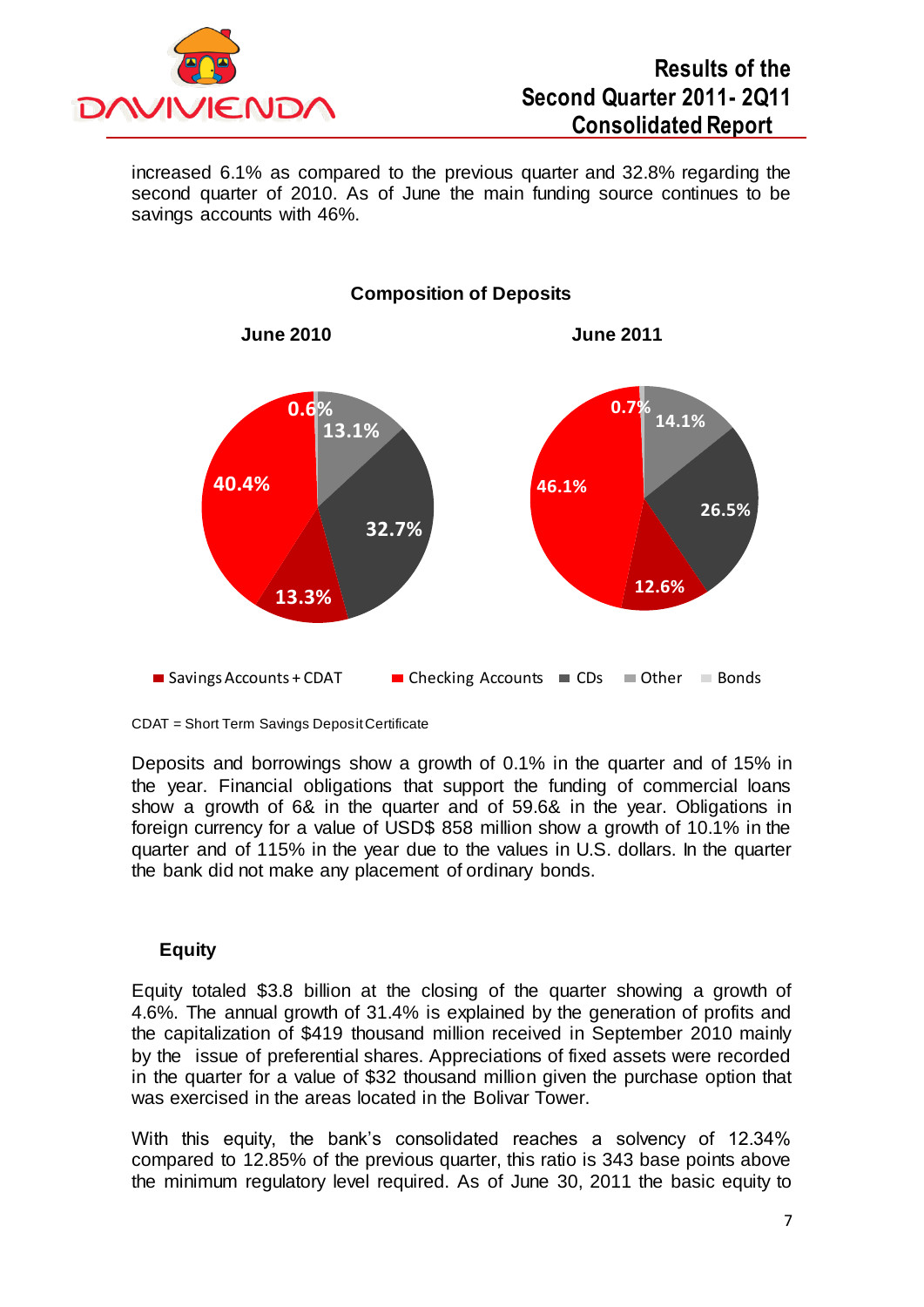increased 6.1% as compared to the previous quarter and 32.8% regarding the second quarter of 2010. As of June the main funding source continues to be savings accounts with 46%.

**Composition of Deposits**

**June 2010** — 0.6%, 13.1%, 32.7%, 13.3%, 40.4%

**June 2011** — 0.7%, 14.1%, 26.5%, 12.6%, 46.1%

Savings Accounts + CDAT | Checking Accounts | CDs | Other | Bonds

CDAT = Short Term Savings Deposit Certificate

Deposits and borrowings show a growth of 0.1% in the quarter and of 15% in the year. Financial obligations that support the funding of commercial loans show a growth of 6& in the quarter and of 59.6& in the year. Obligations in foreign currency for a value of USD$ 858 million show a growth of 10.1% in the quarter and of 115% in the year due to the values in U.S. dollars. In the quarter the bank did not make any placement of ordinary bonds.

## Equity

Equity totaled $3.8 billion at the closing of the quarter showing a growth of 4.6%. The annual growth of 31.4% is explained by the generation of profits and the capitalization of $419 thousand million received in September 2010 mainly by the issue of preferential shares. Appreciations of fixed assets were recorded in the quarter for a value of $32 thousand million given the purchase option that was exercised in the areas located in the Bolivar Tower.

With this equity, the bank's consolidated reaches a solvency of 12.34% compared to 12.85% of the previous quarter, this ratio is 343 base points above the minimum regulatory level required. As of June 30, 2011 the basic equity to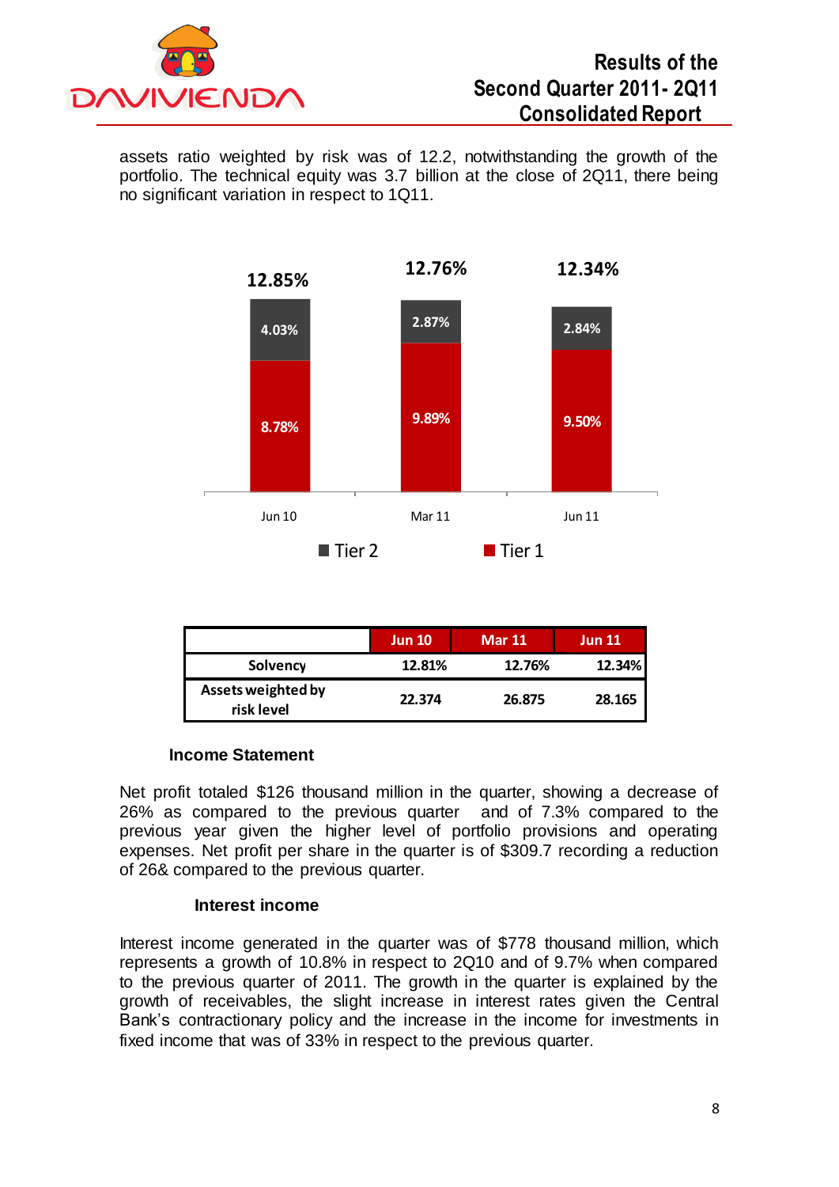assets ratio weighted by risk was of 12.2, notwithstanding the growth of the portfolio. The technical equity was 3.7 billion at the close of 2Q11, there being no significant variation in respect to 1Q11.

| | Jun 10 | Mar 11 | Jun 11 |
|---|---|---|---|
| Total | 12.85% | 12.76% | 12.34% |
| Tier 2 | 4.03% | 2.87% | 2.84% |
| Tier 1 | 8.78% | 9.89% | 9.50% |

| | Jun 10 | Mar 11 | Jun 11 |
|---|---|---|---|
| Solvency | 12.81% | 12.76% | 12.34% |
| Assets weighted by risk level | 22.374 | 26.875 | 28.165 |

### Income Statement

Net profit totaled $126 thousand million in the quarter, showing a decrease of 26% as compared to the previous quarter and of 7.3% compared to the previous year given the higher level of portfolio provisions and operating expenses. Net profit per share in the quarter is of $309.7 recording a reduction of 26& compared to the previous quarter.

### Interest income

Interest income generated in the quarter was of $778 thousand million, which represents a growth of 10.8% in respect to 2Q10 and of 9.7% when compared to the previous quarter of 2011. The growth in the quarter is explained by the growth of receivables, the slight increase in interest rates given the Central Bank's contractionary policy and the increase in the income for investments in fixed income that was of 33% in respect to the previous quarter.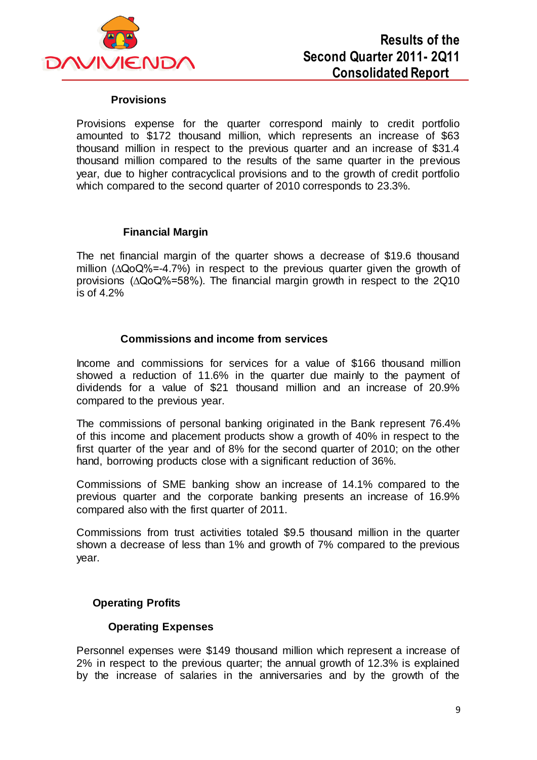### Provisions

Provisions expense for the quarter correspond mainly to credit portfolio amounted to $172 thousand million, which represents an increase of $63 thousand million in respect to the previous quarter and an increase of $31.4 thousand million compared to the results of the same quarter in the previous year, due to higher contracyclical provisions and to the growth of credit portfolio which compared to the second quarter of 2010 corresponds to 23.3%.

### Financial Margin

The net financial margin of the quarter shows a decrease of $19.6 thousand million (∆QoQ%=-4.7%) in respect to the previous quarter given the growth of provisions (∆QoQ%=58%). The financial margin growth in respect to the 2Q10 is of 4.2%

### Commissions and income from services

Income and commissions for services for a value of $166 thousand million showed a reduction of 11.6% in the quarter due mainly to the payment of dividends for a value of $21 thousand million and an increase of 20.9% compared to the previous year.

The commissions of personal banking originated in the Bank represent 76.4% of this income and placement products show a growth of 40% in respect to the first quarter of the year and of 8% for the second quarter of 2010; on the other hand, borrowing products close with a significant reduction of 36%.

Commissions of SME banking show an increase of 14.1% compared to the previous quarter and the corporate banking presents an increase of 16.9% compared also with the first quarter of 2011.

Commissions from trust activities totaled $9.5 thousand million in the quarter shown a decrease of less than 1% and growth of 7% compared to the previous year.

## Operating Profits

### Operating Expenses

Personnel expenses were $149 thousand million which represent a increase of 2% in respect to the previous quarter; the annual growth of 12.3% is explained by the increase of salaries in the anniversaries and by the growth of the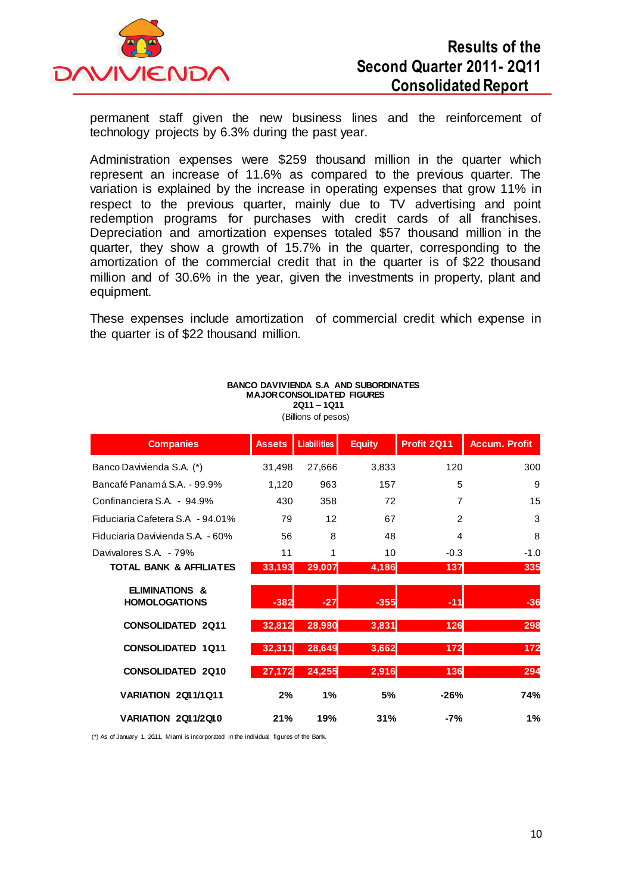permanent staff given the new business lines and the reinforcement of technology projects by 6.3% during the past year.

Administration expenses were $259 thousand million in the quarter which represent an increase of 11.6% as compared to the previous quarter. The variation is explained by the increase in operating expenses that grow 11% in respect to the previous quarter, mainly due to TV advertising and point redemption programs for purchases with credit cards of all franchises. Depreciation and amortization expenses totaled $57 thousand million in the quarter, they show a growth of 15.7% in the quarter, corresponding to the amortization of the commercial credit that in the quarter is of $22 thousand million and of 30.6% in the year, given the investments in property, plant and equipment.

These expenses include amortization of commercial credit which expense in the quarter is of $22 thousand million.

**BANCO DAVIVIENDA S.A AND SUBORDINATES**
**MAJOR CONSOLIDATED FIGURES**
**2Q11 – 1Q11**
(Billions of pesos)

| Companies | Assets | Liabilities | Equity | Profit 2Q11 | Accum. Profit |
|---|---|---|---|---|---|
| Banco Davivienda S.A. (*) | 31,498 | 27,666 | 3,833 | 120 | 300 |
| Bancafé Panamá S.A. - 99.9% | 1,120 | 963 | 157 | 5 | 9 |
| Confinanciera S.A. - 94.9% | 430 | 358 | 72 | 7 | 15 |
| Fiduciaria Cafetera S.A - 94.01% | 79 | 12 | 67 | 2 | 3 |
| Fiduciaria Davivienda S.A. - 60% | 56 | 8 | 48 | 4 | 8 |
| Davivalores S.A. - 79% | 11 | 1 | 10 | -0.3 | -1.0 |
| **TOTAL BANK & AFFILIATES** | **33,193** | **29,007** | **4,186** | **137** | **335** |
| **ELIMINATIONS & HOMOLOGATIONS** | **-382** | **-27** | **-355** | **-11** | **-36** |
| **CONSOLIDATED 2Q11** | **32,812** | **28,980** | **3,831** | **126** | **298** |
| **CONSOLIDATED 1Q11** | **32,311** | **28,649** | **3,662** | **172** | **172** |
| **CONSOLIDATED 2Q10** | **27,172** | **24,255** | **2,916** | **136** | **294** |
| **VARIATION 2Q11/1Q11** | **2%** | **1%** | **5%** | **-26%** | **74%** |
| **VARIATION 2Q11/2Q10** | **21%** | **19%** | **31%** | **-7%** | **1%** |

(*) As of January 1, 2011, Miami is incorporated in the individual figures of the Bank.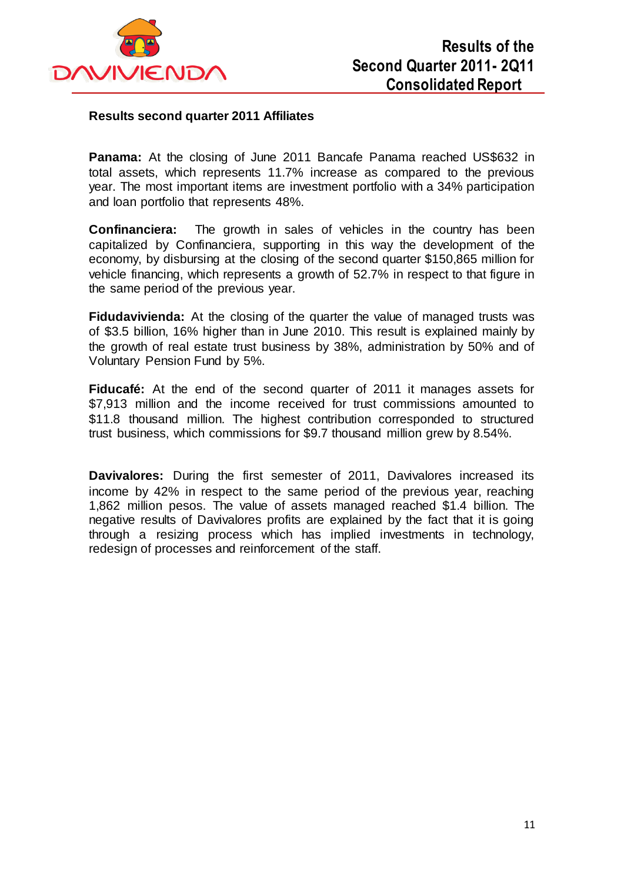**Results second quarter 2011 Affiliates**

**Panama:** At the closing of June 2011 Bancafe Panama reached US$632 in total assets, which represents 11.7% increase as compared to the previous year. The most important items are investment portfolio with a 34% participation and loan portfolio that represents 48%.

**Confinanciera:** The growth in sales of vehicles in the country has been capitalized by Confinanciera, supporting in this way the development of the economy, by disbursing at the closing of the second quarter $150,865 million for vehicle financing, which represents a growth of 52.7% in respect to that figure in the same period of the previous year.

**Fidudavivienda:** At the closing of the quarter the value of managed trusts was of $3.5 billion, 16% higher than in June 2010. This result is explained mainly by the growth of real estate trust business by 38%, administration by 50% and of Voluntary Pension Fund by 5%.

**Fiducafé:** At the end of the second quarter of 2011 it manages assets for $7,913 million and the income received for trust commissions amounted to $11.8 thousand million. The highest contribution corresponded to structured trust business, which commissions for $9.7 thousand million grew by 8.54%.

**Davivalores:** During the first semester of 2011, Davivalores increased its income by 42% in respect to the same period of the previous year, reaching 1,862 million pesos. The value of assets managed reached $1.4 billion. The negative results of Davivalores profits are explained by the fact that it is going through a resizing process which has implied investments in technology, redesign of processes and reinforcement of the staff.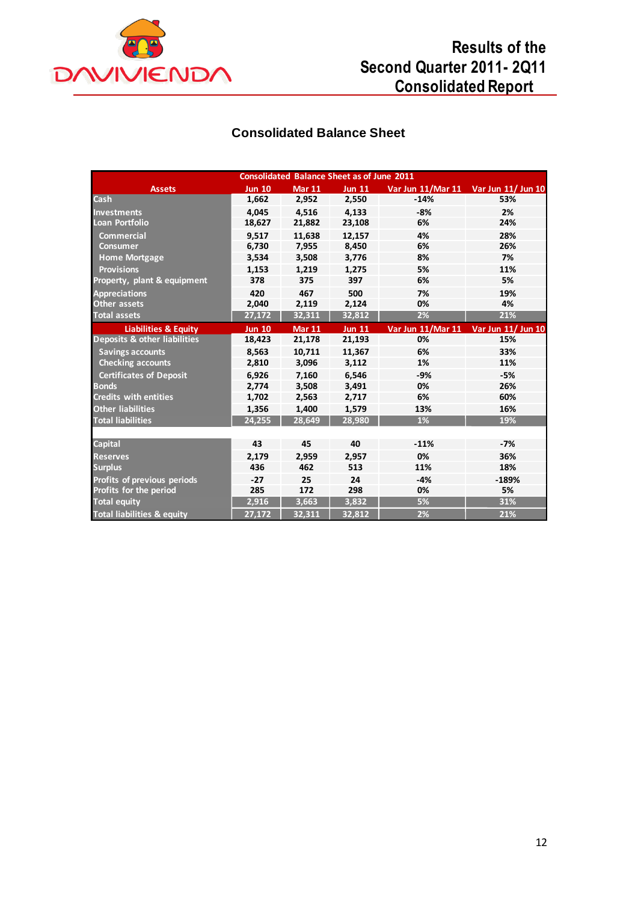# Results of the Second Quarter 2011- 2Q11 Consolidated Report

## Consolidated Balance Sheet

| Consolidated Balance Sheet as of June 2011 | | | | | |
|---|---|---|---|---|---|
| **Assets** | **Jun 10** | **Mar 11** | **Jun 11** | **Var Jun 11/Mar 11** | **Var Jun 11/ Jun 10** |
| Cash | 1,662 | 2,952 | 2,550 | -14% | 53% |
| Investments | 4,045 | 4,516 | 4,133 | -8% | 2% |
| Loan Portfolio | 18,627 | 21,882 | 23,108 | 6% | 24% |
| Commercial | 9,517 | 11,638 | 12,157 | 4% | 28% |
| Consumer | 6,730 | 7,955 | 8,450 | 6% | 26% |
| Home Mortgage | 3,534 | 3,508 | 3,776 | 8% | 7% |
| Provisions | 1,153 | 1,219 | 1,275 | 5% | 11% |
| Property, plant & equipment | 378 | 375 | 397 | 6% | 5% |
| Appreciations | 420 | 467 | 500 | 7% | 19% |
| Other assets | 2,040 | 2,119 | 2,124 | 0% | 4% |
| Total assets | 27,172 | 32,311 | 32,812 | 2% | 21% |
| **Liabilities & Equity** | **Jun 10** | **Mar 11** | **Jun 11** | **Var Jun 11/Mar 11** | **Var Jun 11/ Jun 10** |
| Deposits & other liabilities | 18,423 | 21,178 | 21,193 | 0% | 15% |
| Savings accounts | 8,563 | 10,711 | 11,367 | 6% | 33% |
| Checking accounts | 2,810 | 3,096 | 3,112 | 1% | 11% |
| Certificates of Deposit | 6,926 | 7,160 | 6,546 | -9% | -5% |
| Bonds | 2,774 | 3,508 | 3,491 | 0% | 26% |
| Credits with entities | 1,702 | 2,563 | 2,717 | 6% | 60% |
| Other liabilities | 1,356 | 1,400 | 1,579 | 13% | 16% |
| Total liabilities | 24,255 | 28,649 | 28,980 | 1% | 19% |
| | | | | | |
| Capital | 43 | 45 | 40 | -11% | -7% |
| Reserves | 2,179 | 2,959 | 2,957 | 0% | 36% |
| Surplus | 436 | 462 | 513 | 11% | 18% |
| Profits of previous periods | -27 | 25 | 24 | -4% | -189% |
| Profits for the period | 285 | 172 | 298 | 0% | 5% |
| Total equity | 2,916 | 3,663 | 3,832 | 5% | 31% |
| Total liabilities & equity | 27,172 | 32,311 | 32,812 | 2% | 21% |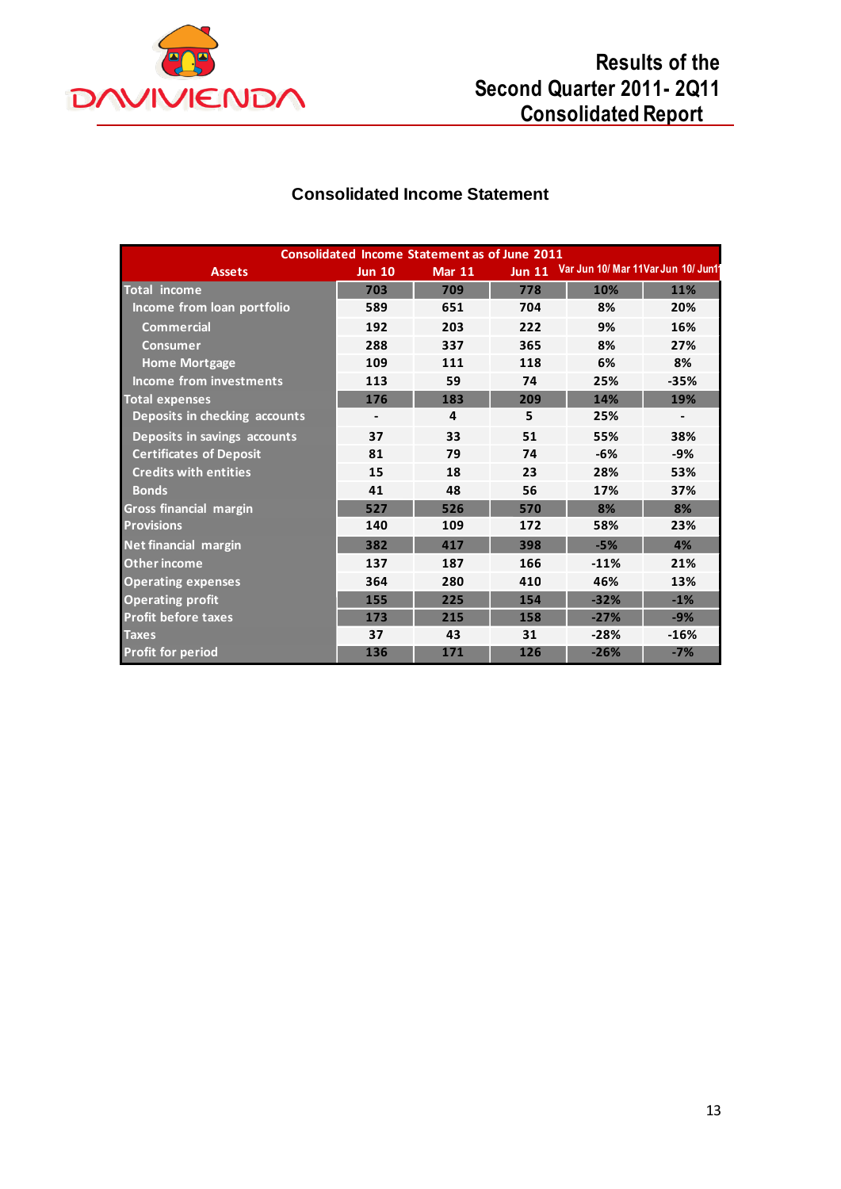## Consolidated Income Statement

| Consolidated Income Statement as of June 2011 | | | | | |
|---|---|---|---|---|---|
| Assets | Jun 10 | Mar 11 | Jun 11 | Var Jun 10/ Mar 11 | Var Jun 10/ Jun11 |
| Total income | 703 | 709 | 778 | 10% | 11% |
| Income from loan portfolio | 589 | 651 | 704 | 8% | 20% |
| Commercial | 192 | 203 | 222 | 9% | 16% |
| Consumer | 288 | 337 | 365 | 8% | 27% |
| Home Mortgage | 109 | 111 | 118 | 6% | 8% |
| Income from investments | 113 | 59 | 74 | 25% | -35% |
| Total expenses | 176 | 183 | 209 | 14% | 19% |
| Deposits in checking accounts | - | 4 | 5 | 25% | - |
| Deposits in savings accounts | 37 | 33 | 51 | 55% | 38% |
| Certificates of Deposit | 81 | 79 | 74 | -6% | -9% |
| Credits with entities | 15 | 18 | 23 | 28% | 53% |
| Bonds | 41 | 48 | 56 | 17% | 37% |
| Gross financial margin | 527 | 526 | 570 | 8% | 8% |
| Provisions | 140 | 109 | 172 | 58% | 23% |
| Net financial margin | 382 | 417 | 398 | -5% | 4% |
| Other income | 137 | 187 | 166 | -11% | 21% |
| Operating expenses | 364 | 280 | 410 | 46% | 13% |
| Operating profit | 155 | 225 | 154 | -32% | -1% |
| Profit before taxes | 173 | 215 | 158 | -27% | -9% |
| Taxes | 37 | 43 | 31 | -28% | -16% |
| Profit for period | 136 | 171 | 126 | -26% | -7% |